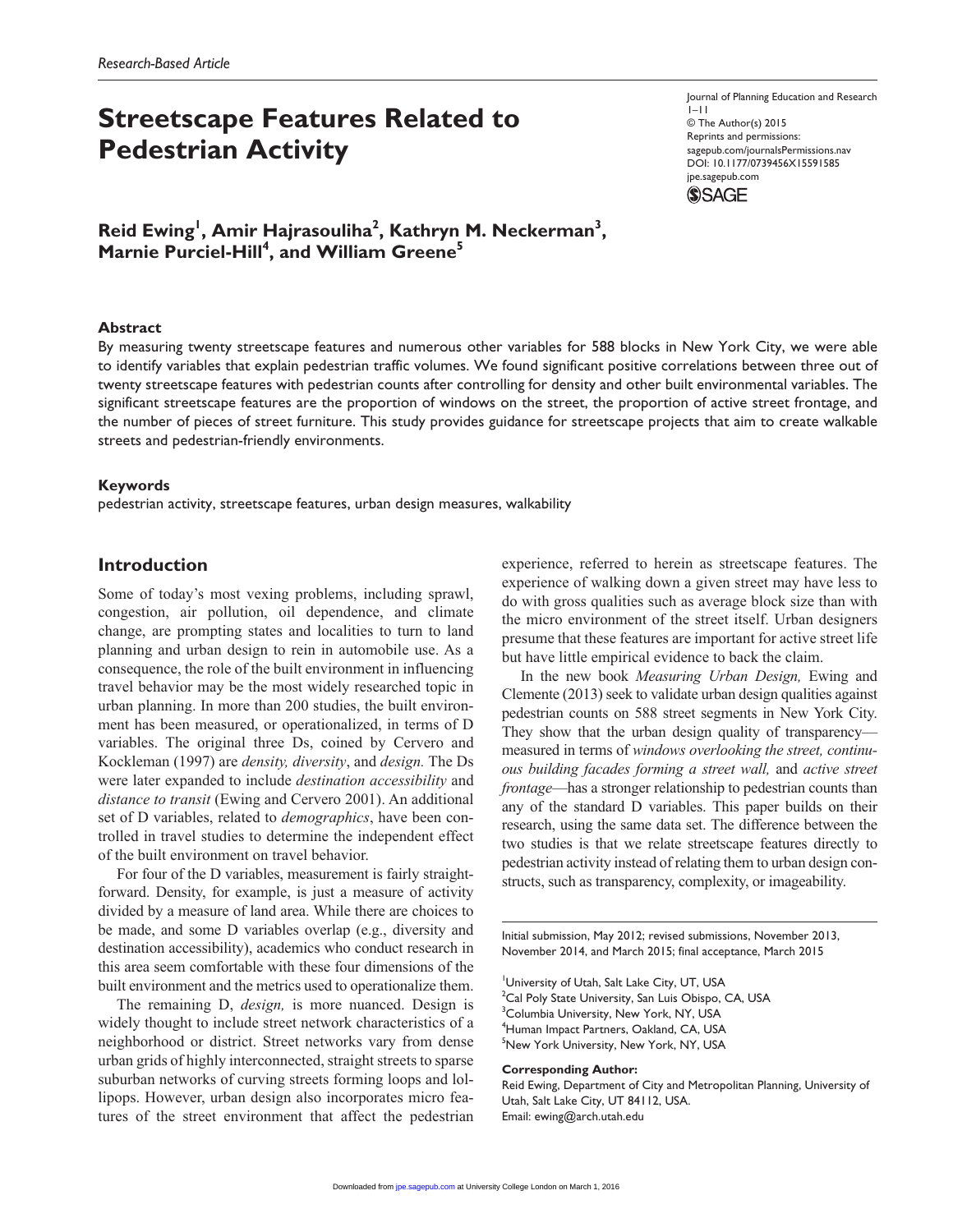Research-Based Article

# Streetscape Features Related to Pedestrian Activity

Journal of Planning Education and Research
1–11
© The Author(s) 2015
Reprints and permissions:
sagepub.com/journalsPermissions.nav
DOI: 10.1177/0739456X15591585
jpe.sagepub.com

**Reid Ewing[1], Amir Hajrasouliha[2], Kathryn M. Neckerman[3], Marnie Purciel-Hill[4], and William Greene[5]**

## Abstract

By measuring twenty streetscape features and numerous other variables for 588 blocks in New York City, we were able to identify variables that explain pedestrian traffic volumes. We found significant positive correlations between three out of twenty streetscape features with pedestrian counts after controlling for density and other built environmental variables. The significant streetscape features are the proportion of windows on the street, the proportion of active street frontage, and the number of pieces of street furniture. This study provides guidance for streetscape projects that aim to create walkable streets and pedestrian-friendly environments.

## Keywords

pedestrian activity, streetscape features, urban design measures, walkability

## Introduction

Some of today's most vexing problems, including sprawl, congestion, air pollution, oil dependence, and climate change, are prompting states and localities to turn to land planning and urban design to rein in automobile use. As a consequence, the role of the built environment in influencing travel behavior may be the most widely researched topic in urban planning. In more than 200 studies, the built environment has been measured, or operationalized, in terms of D variables. The original three Ds, coined by Cervero and Kockleman (1997) are *density, diversity*, and *design.* The Ds were later expanded to include *destination accessibility* and *distance to transit* (Ewing and Cervero 2001). An additional set of D variables, related to *demographics*, have been controlled in travel studies to determine the independent effect of the built environment on travel behavior.

For four of the D variables, measurement is fairly straightforward. Density, for example, is just a measure of activity divided by a measure of land area. While there are choices to be made, and some D variables overlap (e.g., diversity and destination accessibility), academics who conduct research in this area seem comfortable with these four dimensions of the built environment and the metrics used to operationalize them.

The remaining D, *design,* is more nuanced. Design is widely thought to include street network characteristics of a neighborhood or district. Street networks vary from dense urban grids of highly interconnected, straight streets to sparse suburban networks of curving streets forming loops and lollipops. However, urban design also incorporates micro features of the street environment that affect the pedestrian experience, referred to herein as streetscape features. The experience of walking down a given street may have less to do with gross qualities such as average block size than with the micro environment of the street itself. Urban designers presume that these features are important for active street life but have little empirical evidence to back the claim.

In the new book *Measuring Urban Design,* Ewing and Clemente (2013) seek to validate urban design qualities against pedestrian counts on 588 street segments in New York City. They show that the urban design quality of transparency—measured in terms of *windows overlooking the street, continuous building facades forming a street wall,* and *active street frontage*—has a stronger relationship to pedestrian counts than any of the standard D variables. This paper builds on their research, using the same data set. The difference between the two studies is that we relate streetscape features directly to pedestrian activity instead of relating them to urban design constructs, such as transparency, complexity, or imageability.

Initial submission, May 2012; revised submissions, November 2013, November 2014, and March 2015; final acceptance, March 2015

[1]University of Utah, Salt Lake City, UT, USA
[2]Cal Poly State University, San Luis Obispo, CA, USA
[3]Columbia University, New York, NY, USA
[4]Human Impact Partners, Oakland, CA, USA
[5]New York University, New York, NY, USA

**Corresponding Author:**
Reid Ewing, Department of City and Metropolitan Planning, University of Utah, Salt Lake City, UT 84112, USA.
Email: ewing@arch.utah.edu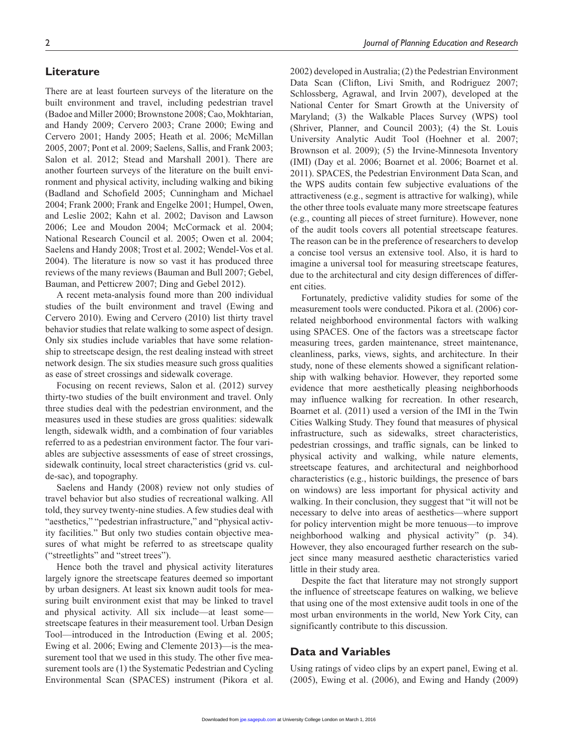## Literature

There are at least fourteen surveys of the literature on the built environment and travel, including pedestrian travel (Badoe and Miller 2000; Brownstone 2008; Cao, Mokhtarian, and Handy 2009; Cervero 2003; Crane 2000; Ewing and Cervero 2001; Handy 2005; Heath et al. 2006; McMillan 2005, 2007; Pont et al. 2009; Saelens, Sallis, and Frank 2003; Salon et al. 2012; Stead and Marshall 2001). There are another fourteen surveys of the literature on the built environment and physical activity, including walking and biking (Badland and Schofield 2005; Cunningham and Michael 2004; Frank 2000; Frank and Engelke 2001; Humpel, Owen, and Leslie 2002; Kahn et al. 2002; Davison and Lawson 2006; Lee and Moudon 2004; McCormack et al. 2004; National Research Council et al. 2005; Owen et al. 2004; Saelens and Handy 2008; Trost et al. 2002; Wendel-Vos et al. 2004). The literature is now so vast it has produced three reviews of the many reviews (Bauman and Bull 2007; Gebel, Bauman, and Petticrew 2007; Ding and Gebel 2012).

A recent meta-analysis found more than 200 individual studies of the built environment and travel (Ewing and Cervero 2010). Ewing and Cervero (2010) list thirty travel behavior studies that relate walking to some aspect of design. Only six studies include variables that have some relationship to streetscape design, the rest dealing instead with street network design. The six studies measure such gross qualities as ease of street crossings and sidewalk coverage.

Focusing on recent reviews, Salon et al. (2012) survey thirty-two studies of the built environment and travel. Only three studies deal with the pedestrian environment, and the measures used in these studies are gross qualities: sidewalk length, sidewalk width, and a combination of four variables referred to as a pedestrian environment factor. The four variables are subjective assessments of ease of street crossings, sidewalk continuity, local street characteristics (grid vs. cul-de-sac), and topography.

Saelens and Handy (2008) review not only studies of travel behavior but also studies of recreational walking. All told, they survey twenty-nine studies. A few studies deal with "aesthetics," "pedestrian infrastructure," and "physical activity facilities." But only two studies contain objective measures of what might be referred to as streetscape quality ("streetlights" and "street trees").

Hence both the travel and physical activity literatures largely ignore the streetscape features deemed so important by urban designers. At least six known audit tools for measuring built environment exist that may be linked to travel and physical activity. All six include—at least some—streetscape features in their measurement tool. Urban Design Tool—introduced in the Introduction (Ewing et al. 2005; Ewing et al. 2006; Ewing and Clemente 2013)—is the measurement tool that we used in this study. The other five measurement tools are (1) the Systematic Pedestrian and Cycling Environmental Scan (SPACES) instrument (Pikora et al. 2002) developed in Australia; (2) the Pedestrian Environment Data Scan (Clifton, Livi Smith, and Rodriguez 2007; Schlossberg, Agrawal, and Irvin 2007), developed at the National Center for Smart Growth at the University of Maryland; (3) the Walkable Places Survey (WPS) tool (Shriver, Planner, and Council 2003); (4) the St. Louis University Analytic Audit Tool (Hoehner et al. 2007; Brownson et al. 2009); (5) the Irvine-Minnesota Inventory (IMI) (Day et al. 2006; Boarnet et al. 2006; Boarnet et al. 2011). SPACES, the Pedestrian Environment Data Scan, and the WPS audits contain few subjective evaluations of the attractiveness (e.g., segment is attractive for walking), while the other three tools evaluate many more streetscape features (e.g., counting all pieces of street furniture). However, none of the audit tools covers all potential streetscape features. The reason can be in the preference of researchers to develop a concise tool versus an extensive tool. Also, it is hard to imagine a universal tool for measuring streetscape features, due to the architectural and city design differences of different cities.

Fortunately, predictive validity studies for some of the measurement tools were conducted. Pikora et al. (2006) correlated neighborhood environmental factors with walking using SPACES. One of the factors was a streetscape factor measuring trees, garden maintenance, street maintenance, cleanliness, parks, views, sights, and architecture. In their study, none of these elements showed a significant relationship with walking behavior. However, they reported some evidence that more aesthetically pleasing neighborhoods may influence walking for recreation. In other research, Boarnet et al. (2011) used a version of the IMI in the Twin Cities Walking Study. They found that measures of physical infrastructure, such as sidewalks, street characteristics, pedestrian crossings, and traffic signals, can be linked to physical activity and walking, while nature elements, streetscape features, and architectural and neighborhood characteristics (e.g., historic buildings, the presence of bars on windows) are less important for physical activity and walking. In their conclusion, they suggest that "it will not be necessary to delve into areas of aesthetics—where support for policy intervention might be more tenuous—to improve neighborhood walking and physical activity" (p. 34). However, they also encouraged further research on the subject since many measured aesthetic characteristics varied little in their study area.

Despite the fact that literature may not strongly support the influence of streetscape features on walking, we believe that using one of the most extensive audit tools in one of the most urban environments in the world, New York City, can significantly contribute to this discussion.

## Data and Variables

Using ratings of video clips by an expert panel, Ewing et al. (2005), Ewing et al. (2006), and Ewing and Handy (2009)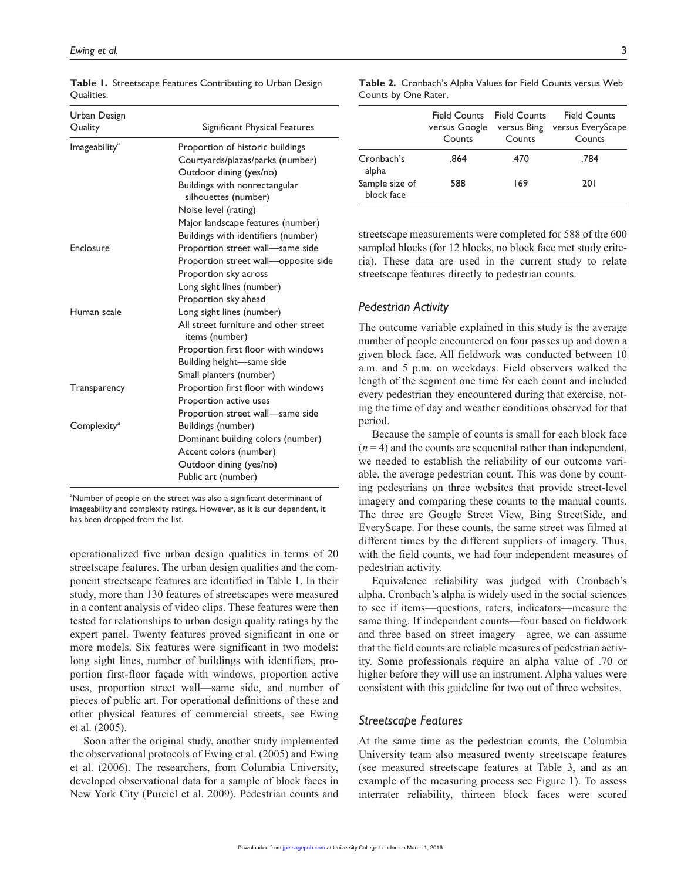**Table 1.** Streetscape Features Contributing to Urban Design Qualities.

| Urban Design Quality | Significant Physical Features |
|---|---|
| Imageability[a] | Proportion of historic buildings |
| | Courtyards/plazas/parks (number) |
| | Outdoor dining (yes/no) |
| | Buildings with nonrectangular silhouettes (number) |
| | Noise level (rating) |
| | Major landscape features (number) |
| | Buildings with identifiers (number) |
| Enclosure | Proportion street wall—same side |
| | Proportion street wall—opposite side |
| | Proportion sky across |
| | Long sight lines (number) |
| | Proportion sky ahead |
| Human scale | Long sight lines (number) |
| | All street furniture and other street items (number) |
| | Proportion first floor with windows |
| | Building height—same side |
| | Small planters (number) |
| Transparency | Proportion first floor with windows |
| | Proportion active uses |
| | Proportion street wall—same side |
| Complexity[a] | Buildings (number) |
| | Dominant building colors (number) |
| | Accent colors (number) |
| | Outdoor dining (yes/no) |
| | Public art (number) |

[a]Number of people on the street was also a significant determinant of imageability and complexity ratings. However, as it is our dependent, it has been dropped from the list.

operationalized five urban design qualities in terms of 20 streetscape features. The urban design qualities and the component streetscape features are identified in Table 1. In their study, more than 130 features of streetscapes were measured in a content analysis of video clips. These features were then tested for relationships to urban design quality ratings by the expert panel. Twenty features proved significant in one or more models. Six features were significant in two models: long sight lines, number of buildings with identifiers, proportion first-floor façade with windows, proportion active uses, proportion street wall—same side, and number of pieces of public art. For operational definitions of these and other physical features of commercial streets, see Ewing et al. (2005).

Soon after the original study, another study implemented the observational protocols of Ewing et al. (2005) and Ewing et al. (2006). The researchers, from Columbia University, developed observational data for a sample of block faces in New York City (Purciel et al. 2009). Pedestrian counts and

**Table 2.** Cronbach's Alpha Values for Field Counts versus Web Counts by One Rater.

| | Field Counts versus Google Counts | Field Counts versus Bing Counts | Field Counts versus EveryScape Counts |
|---|---|---|---|
| Cronbach's alpha | .864 | .470 | .784 |
| Sample size of block face | 588 | 169 | 201 |

streetscape measurements were completed for 588 of the 600 sampled blocks (for 12 blocks, no block face met study criteria). These data are used in the current study to relate streetscape features directly to pedestrian counts.

### *Pedestrian Activity*

The outcome variable explained in this study is the average number of people encountered on four passes up and down a given block face. All fieldwork was conducted between 10 a.m. and 5 p.m. on weekdays. Field observers walked the length of the segment one time for each count and included every pedestrian they encountered during that exercise, noting the time of day and weather conditions observed for that period.

Because the sample of counts is small for each block face ($n = 4$) and the counts are sequential rather than independent, we needed to establish the reliability of our outcome variable, the average pedestrian count. This was done by counting pedestrians on three websites that provide street-level imagery and comparing these counts to the manual counts. The three are Google Street View, Bing StreetSide, and EveryScape. For these counts, the same street was filmed at different times by the different suppliers of imagery. Thus, with the field counts, we had four independent measures of pedestrian activity.

Equivalence reliability was judged with Cronbach's alpha. Cronbach's alpha is widely used in the social sciences to see if items—questions, raters, indicators—measure the same thing. If independent counts—four based on fieldwork and three based on street imagery—agree, we can assume that the field counts are reliable measures of pedestrian activity. Some professionals require an alpha value of .70 or higher before they will use an instrument. Alpha values were consistent with this guideline for two out of three websites.

### *Streetscape Features*

At the same time as the pedestrian counts, the Columbia University team also measured twenty streetscape features (see measured streetscape features at Table 3, and as an example of the measuring process see Figure 1). To assess interrater reliability, thirteen block faces were scored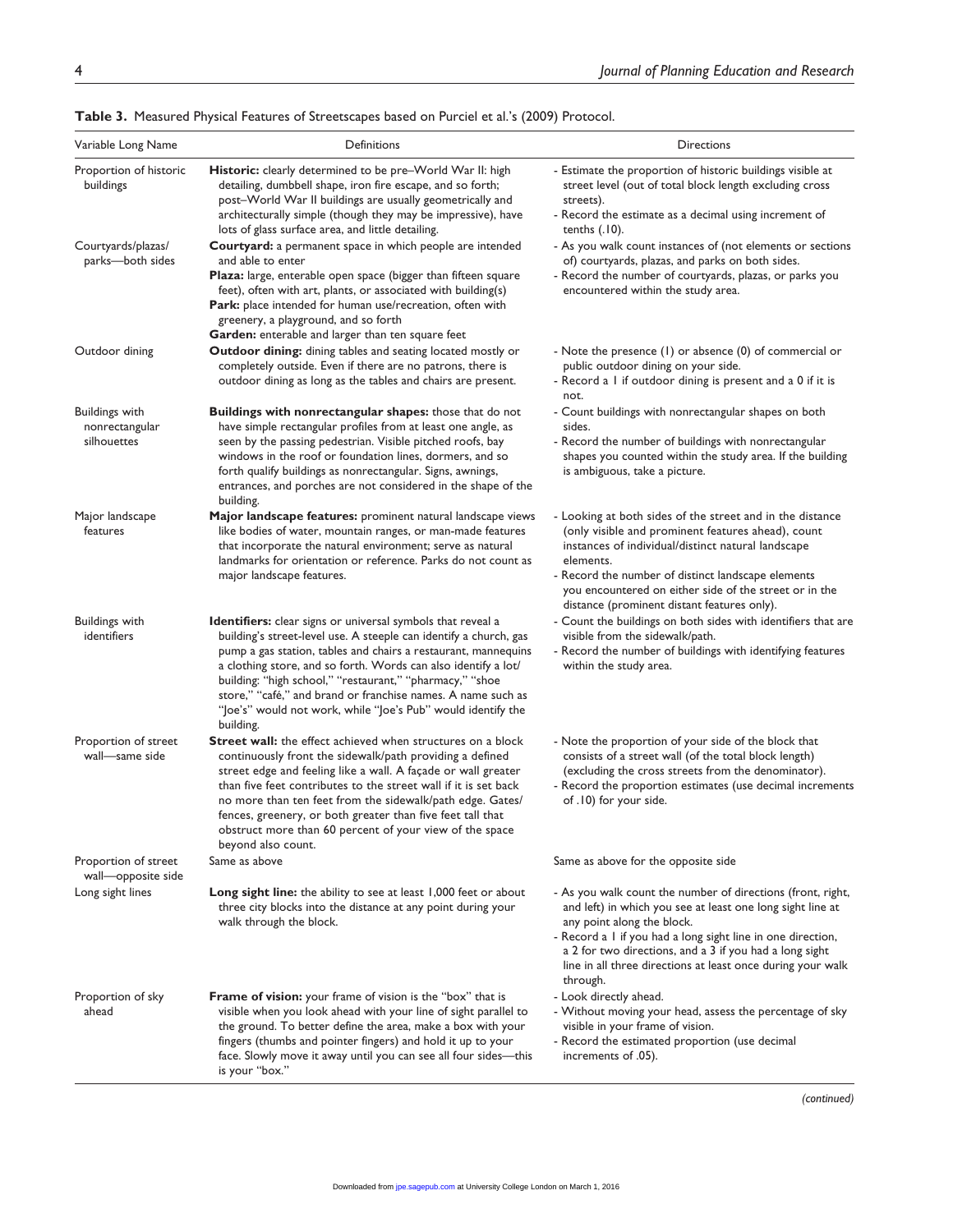**Table 3.** Measured Physical Features of Streetscapes based on Purciel et al.'s (2009) Protocol.

| Variable Long Name | Definitions | Directions |
|---|---|---|
| Proportion of historic buildings | **Historic:** clearly determined to be pre–World War II: high detailing, dumbbell shape, iron fire escape, and so forth; post–World War II buildings are usually geometrically and architecturally simple (though they may be impressive), have lots of glass surface area, and little detailing. | - Estimate the proportion of historic buildings visible at street level (out of total block length excluding cross streets).<br>- Record the estimate as a decimal using increment of tenths (.10). |
| Courtyards/plazas/parks—both sides | **Courtyard:** a permanent space in which people are intended and able to enter<br>**Plaza:** large, enterable open space (bigger than fifteen square feet), often with art, plants, or associated with building(s)<br>**Park:** place intended for human use/recreation, often with greenery, a playground, and so forth<br>**Garden:** enterable and larger than ten square feet | - As you walk count instances of (not elements or sections of) courtyards, plazas, and parks on both sides.<br>- Record the number of courtyards, plazas, or parks you encountered within the study area. |
| Outdoor dining | **Outdoor dining:** dining tables and seating located mostly or completely outside. Even if there are no patrons, there is outdoor dining as long as the tables and chairs are present. | - Note the presence (1) or absence (0) of commercial or public outdoor dining on your side.<br>- Record a 1 if outdoor dining is present and a 0 if it is not. |
| Buildings with nonrectangular silhouettes | **Buildings with nonrectangular shapes:** those that do not have simple rectangular profiles from at least one angle, as seen by the passing pedestrian. Visible pitched roofs, bay windows in the roof or foundation lines, dormers, and so forth qualify buildings as nonrectangular. Signs, awnings, entrances, and porches are not considered in the shape of the building. | - Count buildings with nonrectangular shapes on both sides.<br>- Record the number of buildings with nonrectangular shapes you counted within the study area. If the building is ambiguous, take a picture. |
| Major landscape features | **Major landscape features:** prominent natural landscape views like bodies of water, mountain ranges, or man-made features that incorporate the natural environment; serve as natural landmarks for orientation or reference. Parks do not count as major landscape features. | - Looking at both sides of the street and in the distance (only visible and prominent features ahead), count instances of individual/distinct natural landscape elements.<br>- Record the number of distinct landscape elements you encountered on either side of the street or in the distance (prominent distant features only). |
| Buildings with identifiers | **Identifiers:** clear signs or universal symbols that reveal a building's street-level use. A steeple can identify a church, gas pump a gas station, tables and chairs a restaurant, mannequins a clothing store, and so forth. Words can also identify a lot/building: "high school," "restaurant," "pharmacy," "shoe store," "café," and brand or franchise names. A name such as "Joe's" would not work, while "Joe's Pub" would identify the building. | - Count the buildings on both sides with identifiers that are visible from the sidewalk/path.<br>- Record the number of buildings with identifying features within the study area. |
| Proportion of street wall—same side | **Street wall:** the effect achieved when structures on a block continuously front the sidewalk/path providing a defined street edge and feeling like a wall. A façade or wall greater than five feet contributes to the street wall if it is set back no more than ten feet from the sidewalk/path edge. Gates/fences, greenery, or both greater than five feet tall that obstruct more than 60 percent of your view of the space beyond also count. | - Note the proportion of your side of the block that consists of a street wall (of the total block length) (excluding the cross streets from the denominator).<br>- Record the proportion estimates (use decimal increments of .10) for your side. |
| Proportion of street wall—opposite side | Same as above | Same as above for the opposite side |
| Long sight lines | **Long sight line:** the ability to see at least 1,000 feet or about three city blocks into the distance at any point during your walk through the block. | - As you walk count the number of directions (front, right, and left) in which you see at least one long sight line at any point along the block.<br>- Record a 1 if you had a long sight line in one direction, a 2 for two directions, and a 3 if you had a long sight line in all three directions at least once during your walk through. |
| Proportion of sky ahead | **Frame of vision:** your frame of vision is the "box" that is visible when you look ahead with your line of sight parallel to the ground. To better define the area, make a box with your fingers (thumbs and pointer fingers) and hold it up to your face. Slowly move it away until you can see all four sides—this is your "box." | - Look directly ahead.<br>- Without moving your head, assess the percentage of sky visible in your frame of vision.<br>- Record the estimated proportion (use decimal increments of .05). |

*(continued)*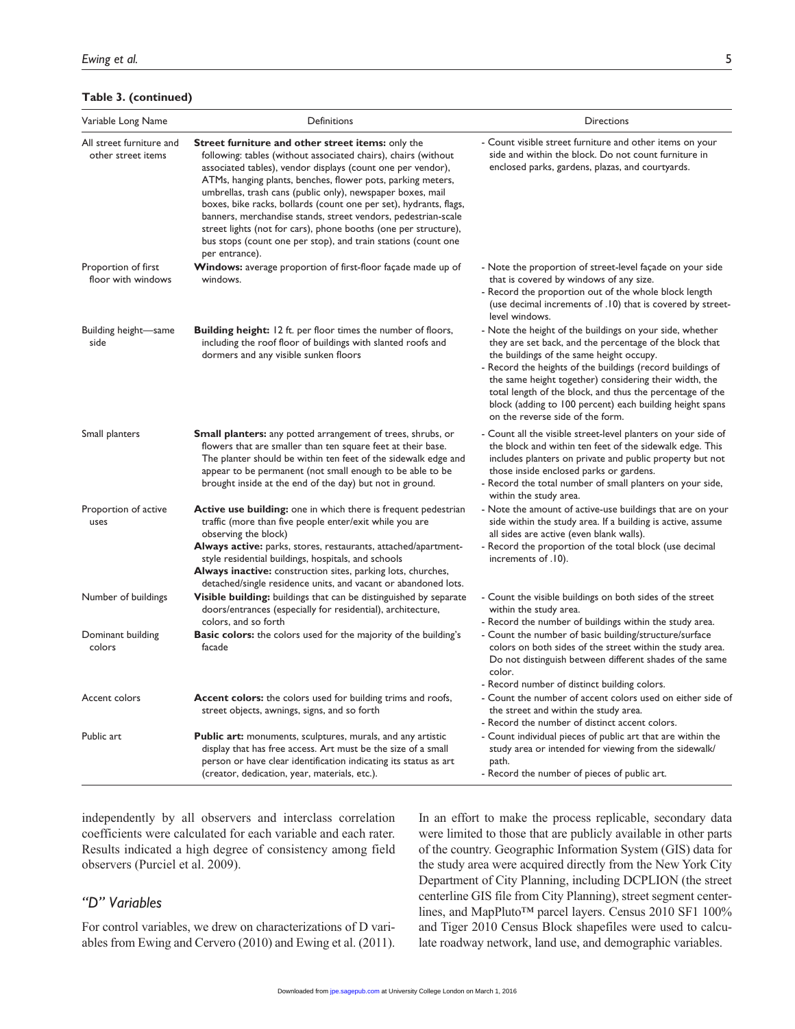**Table 3. (continued)**

| Variable Long Name | Definitions | Directions |
|---|---|---|
| All street furniture and other street items | **Street furniture and other street items:** only the following: tables (without associated chairs), chairs (without associated tables), vendor displays (count one per vendor), ATMs, hanging plants, benches, flower pots, parking meters, umbrellas, trash cans (public only), newspaper boxes, mail boxes, bike racks, bollards (count one per set), hydrants, flags, banners, merchandise stands, street vendors, pedestrian-scale street lights (not for cars), phone booths (one per structure), bus stops (count one per stop), and train stations (count one per entrance). | - Count visible street furniture and other items on your side and within the block. Do not count furniture in enclosed parks, gardens, plazas, and courtyards. |
| Proportion of first floor with windows | **Windows:** average proportion of first-floor façade made up of windows. | - Note the proportion of street-level façade on your side that is covered by windows of any size.<br>- Record the proportion out of the whole block length (use decimal increments of .10) that is covered by street-level windows. |
| Building height—same side | **Building height:** 12 ft. per floor times the number of floors, including the roof floor of buildings with slanted roofs and dormers and any visible sunken floors | - Note the height of the buildings on your side, whether they are set back, and the percentage of the block that the buildings of the same height occupy.<br>- Record the heights of the buildings (record buildings of the same height together) considering their width, the total length of the block, and thus the percentage of the block (adding to 100 percent) each building height spans on the reverse side of the form. |
| Small planters | **Small planters:** any potted arrangement of trees, shrubs, or flowers that are smaller than ten square feet at their base. The planter should be within ten feet of the sidewalk edge and appear to be permanent (not small enough to be able to be brought inside at the end of the day) but not in ground. | - Count all the visible street-level planters on your side of the block and within ten feet of the sidewalk edge. This includes planters on private and public property but not those inside enclosed parks or gardens.<br>- Record the total number of small planters on your side, within the study area. |
| Proportion of active uses | **Active use building:** one in which there is frequent pedestrian traffic (more than five people enter/exit while you are observing the block)<br>**Always active:** parks, stores, restaurants, attached/apartment-style residential buildings, hospitals, and schools<br>**Always inactive:** construction sites, parking lots, churches, detached/single residence units, and vacant or abandoned lots. | - Note the amount of active-use buildings that are on your side within the study area. If a building is active, assume all sides are active (even blank walls).<br>- Record the proportion of the total block (use decimal increments of .10). |
| Number of buildings | **Visible building:** buildings that can be distinguished by separate doors/entrances (especially for residential), architecture, colors, and so forth | - Count the visible buildings on both sides of the street within the study area.<br>- Record the number of buildings within the study area. |
| Dominant building colors | **Basic colors:** the colors used for the majority of the building's facade | - Count the number of basic building/structure/surface colors on both sides of the street within the study area. Do not distinguish between different shades of the same color.<br>- Record number of distinct building colors. |
| Accent colors | **Accent colors:** the colors used for building trims and roofs, street objects, awnings, signs, and so forth | - Count the number of accent colors used on either side of the street and within the study area.<br>- Record the number of distinct accent colors. |
| Public art | **Public art:** monuments, sculptures, murals, and any artistic display that has free access. Art must be the size of a small person or have clear identification indicating its status as art (creator, dedication, year, materials, etc.). | - Count individual pieces of public art that are within the study area or intended for viewing from the sidewalk/path.<br>- Record the number of pieces of public art. |

independently by all observers and interclass correlation coefficients were calculated for each variable and each rater. Results indicated a high degree of consistency among field observers (Purciel et al. 2009).

## *"D" Variables*

For control variables, we drew on characterizations of D variables from Ewing and Cervero (2010) and Ewing et al. (2011). In an effort to make the process replicable, secondary data were limited to those that are publicly available in other parts of the country. Geographic Information System (GIS) data for the study area were acquired directly from the New York City Department of City Planning, including DCPLION (the street centerline GIS file from City Planning), street segment centerlines, and MapPluto™ parcel layers. Census 2010 SF1 100% and Tiger 2010 Census Block shapefiles were used to calculate roadway network, land use, and demographic variables.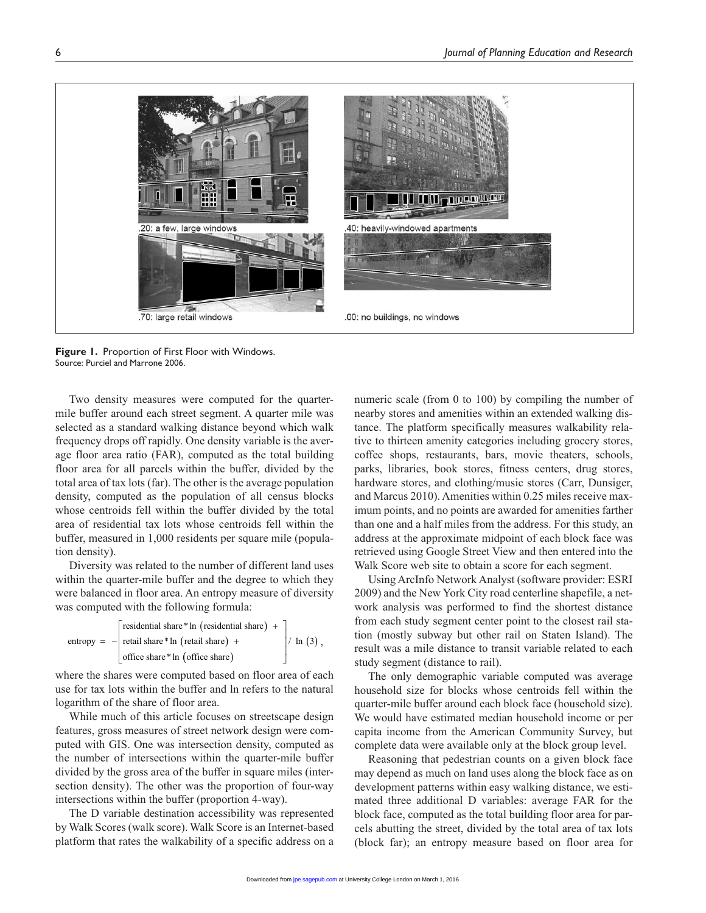.20: a few, large windows

.40: heavily-windowed apartments

.70: large retail windows

.00: no buildings, no windows

**Figure 1.** Proportion of First Floor with Windows.
Source: Purciel and Marrone 2006.

Two density measures were computed for the quarter-mile buffer around each street segment. A quarter mile was selected as a standard walking distance beyond which walk frequency drops off rapidly. One density variable is the average floor area ratio (FAR), computed as the total building floor area for all parcels within the buffer, divided by the total area of tax lots (far). The other is the average population density, computed as the population of all census blocks whose centroids fell within the buffer divided by the total area of residential tax lots whose centroids fell within the buffer, measured in 1,000 residents per square mile (population density).

Diversity was related to the number of different land uses within the quarter-mile buffer and the degree to which they were balanced in floor area. An entropy measure of diversity was computed with the following formula:

$$\text{entropy} = -\begin{bmatrix} \text{residential share} * \ln(\text{residential share}) + \\ \text{retail share} * \ln(\text{retail share}) + \\ \text{office share} * \ln(\text{office share}) \end{bmatrix} / \ln(3),$$

where the shares were computed based on floor area of each use for tax lots within the buffer and ln refers to the natural logarithm of the share of floor area.

While much of this article focuses on streetscape design features, gross measures of street network design were computed with GIS. One was intersection density, computed as the number of intersections within the quarter-mile buffer divided by the gross area of the buffer in square miles (intersection density). The other was the proportion of four-way intersections within the buffer (proportion 4-way).

The D variable destination accessibility was represented by Walk Scores (walk score). Walk Score is an Internet-based platform that rates the walkability of a specific address on a numeric scale (from 0 to 100) by compiling the number of nearby stores and amenities within an extended walking distance. The platform specifically measures walkability relative to thirteen amenity categories including grocery stores, coffee shops, restaurants, bars, movie theaters, schools, parks, libraries, book stores, fitness centers, drug stores, hardware stores, and clothing/music stores (Carr, Dunsiger, and Marcus 2010). Amenities within 0.25 miles receive maximum points, and no points are awarded for amenities farther than one and a half miles from the address. For this study, an address at the approximate midpoint of each block face was retrieved using Google Street View and then entered into the Walk Score web site to obtain a score for each segment.

Using ArcInfo Network Analyst (software provider: ESRI 2009) and the New York City road centerline shapefile, a network analysis was performed to find the shortest distance from each study segment center point to the closest rail station (mostly subway but other rail on Staten Island). The result was a mile distance to transit variable related to each study segment (distance to rail).

The only demographic variable computed was average household size for blocks whose centroids fell within the quarter-mile buffer around each block face (household size). We would have estimated median household income or per capita income from the American Community Survey, but complete data were available only at the block group level.

Reasoning that pedestrian counts on a given block face may depend as much on land uses along the block face as on development patterns within easy walking distance, we estimated three additional D variables: average FAR for the block face, computed as the total building floor area for parcels abutting the street, divided by the total area of tax lots (block far); an entropy measure based on floor area for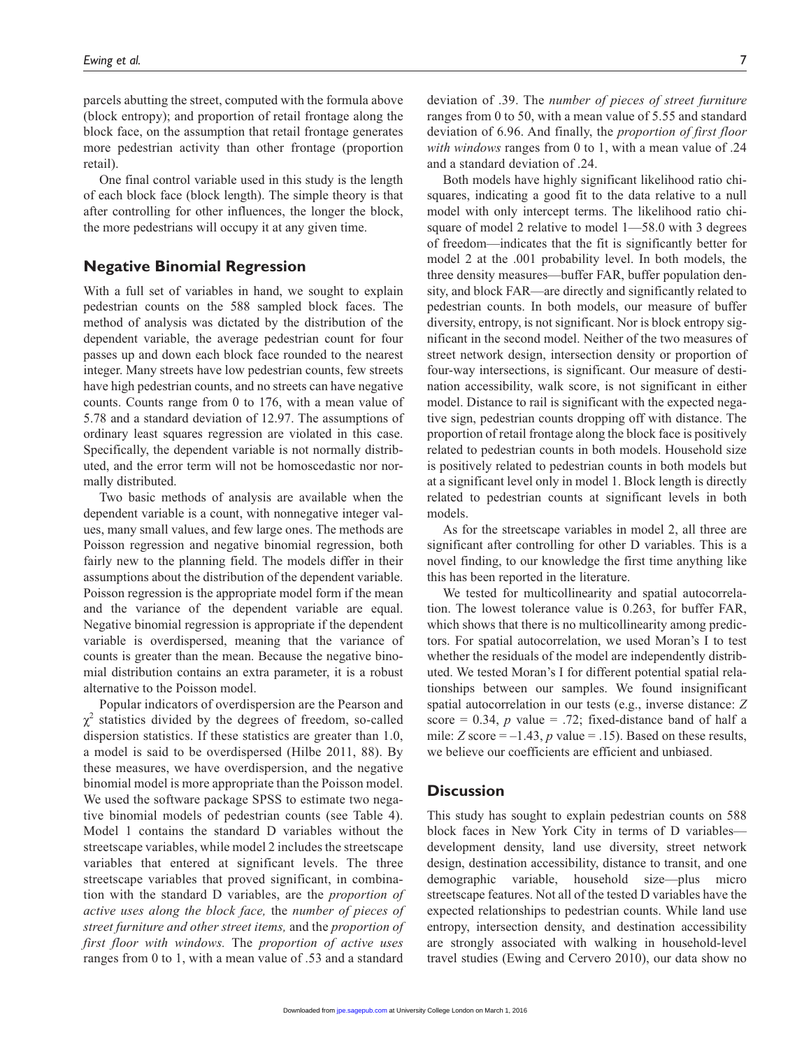parcels abutting the street, computed with the formula above (block entropy); and proportion of retail frontage along the block face, on the assumption that retail frontage generates more pedestrian activity than other frontage (proportion retail).

One final control variable used in this study is the length of each block face (block length). The simple theory is that after controlling for other influences, the longer the block, the more pedestrians will occupy it at any given time.

## Negative Binomial Regression

With a full set of variables in hand, we sought to explain pedestrian counts on the 588 sampled block faces. The method of analysis was dictated by the distribution of the dependent variable, the average pedestrian count for four passes up and down each block face rounded to the nearest integer. Many streets have low pedestrian counts, few streets have high pedestrian counts, and no streets can have negative counts. Counts range from 0 to 176, with a mean value of 5.78 and a standard deviation of 12.97. The assumptions of ordinary least squares regression are violated in this case. Specifically, the dependent variable is not normally distributed, and the error term will not be homoscedastic nor normally distributed.

Two basic methods of analysis are available when the dependent variable is a count, with nonnegative integer values, many small values, and few large ones. The methods are Poisson regression and negative binomial regression, both fairly new to the planning field. The models differ in their assumptions about the distribution of the dependent variable. Poisson regression is the appropriate model form if the mean and the variance of the dependent variable are equal. Negative binomial regression is appropriate if the dependent variable is overdispersed, meaning that the variance of counts is greater than the mean. Because the negative binomial distribution contains an extra parameter, it is a robust alternative to the Poisson model.

Popular indicators of overdispersion are the Pearson and $\chi^2$ statistics divided by the degrees of freedom, so-called dispersion statistics. If these statistics are greater than 1.0, a model is said to be overdispersed (Hilbe 2011, 88). By these measures, we have overdispersion, and the negative binomial model is more appropriate than the Poisson model. We used the software package SPSS to estimate two negative binomial models of pedestrian counts (see Table 4). Model 1 contains the standard D variables without the streetscape variables, while model 2 includes the streetscape variables that entered at significant levels. The three streetscape variables that proved significant, in combination with the standard D variables, are the *proportion of active uses along the block face,* the *number of pieces of street furniture and other street items,* and the *proportion of first floor with windows.* The *proportion of active uses* ranges from 0 to 1, with a mean value of .53 and a standard deviation of .39. The *number of pieces of street furniture* ranges from 0 to 50, with a mean value of 5.55 and standard deviation of 6.96. And finally, the *proportion of first floor with windows* ranges from 0 to 1, with a mean value of .24 and a standard deviation of .24.

Both models have highly significant likelihood ratio chi-squares, indicating a good fit to the data relative to a null model with only intercept terms. The likelihood ratio chi-square of model 2 relative to model 1—58.0 with 3 degrees of freedom—indicates that the fit is significantly better for model 2 at the .001 probability level. In both models, the three density measures—buffer FAR, buffer population density, and block FAR—are directly and significantly related to pedestrian counts. In both models, our measure of buffer diversity, entropy, is not significant. Nor is block entropy significant in the second model. Neither of the two measures of street network design, intersection density or proportion of four-way intersections, is significant. Our measure of destination accessibility, walk score, is not significant in either model. Distance to rail is significant with the expected negative sign, pedestrian counts dropping off with distance. The proportion of retail frontage along the block face is positively related to pedestrian counts in both models. Household size is positively related to pedestrian counts in both models but at a significant level only in model 1. Block length is directly related to pedestrian counts at significant levels in both models.

As for the streetscape variables in model 2, all three are significant after controlling for other D variables. This is a novel finding, to our knowledge the first time anything like this has been reported in the literature.

We tested for multicollinearity and spatial autocorrelation. The lowest tolerance value is 0.263, for buffer FAR, which shows that there is no multicollinearity among predictors. For spatial autocorrelation, we used Moran's I to test whether the residuals of the model are independently distributed. We tested Moran's I for different potential spatial relationships between our samples. We found insignificant spatial autocorrelation in our tests (e.g., inverse distance: *Z* score = 0.34, *p* value = .72; fixed-distance band of half a mile: *Z* score = –1.43, *p* value = .15). Based on these results, we believe our coefficients are efficient and unbiased.

## Discussion

This study has sought to explain pedestrian counts on 588 block faces in New York City in terms of D variables—development density, land use diversity, street network design, destination accessibility, distance to transit, and one demographic variable, household size—plus micro streetscape features. Not all of the tested D variables have the expected relationships to pedestrian counts. While land use entropy, intersection density, and destination accessibility are strongly associated with walking in household-level travel studies (Ewing and Cervero 2010), our data show no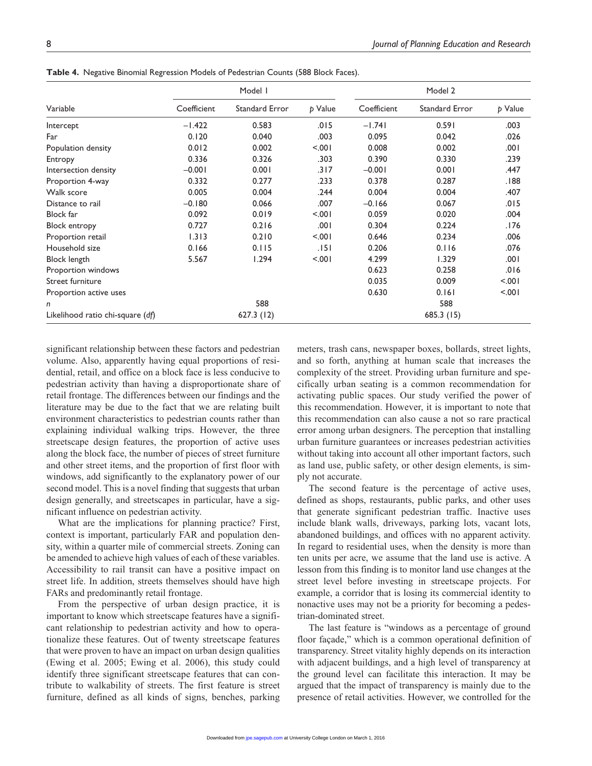**Table 4.** Negative Binomial Regression Models of Pedestrian Counts (588 Block Faces).

| Variable | Model 1 | | | Model 2 | | |
|---|---|---|---|---|---|---|
| | Coefficient | Standard Error | *p* Value | Coefficient | Standard Error | *p* Value |
| Intercept | −1.422 | 0.583 | .015 | −1.741 | 0.591 | .003 |
| Far | 0.120 | 0.040 | .003 | 0.095 | 0.042 | .026 |
| Population density | 0.012 | 0.002 | <.001 | 0.008 | 0.002 | .001 |
| Entropy | 0.336 | 0.326 | .303 | 0.390 | 0.330 | .239 |
| Intersection density | −0.001 | 0.001 | .317 | −0.001 | 0.001 | .447 |
| Proportion 4-way | 0.332 | 0.277 | .233 | 0.378 | 0.287 | .188 |
| Walk score | 0.005 | 0.004 | .244 | 0.004 | 0.004 | .407 |
| Distance to rail | −0.180 | 0.066 | .007 | −0.166 | 0.067 | .015 |
| Block far | 0.092 | 0.019 | <.001 | 0.059 | 0.020 | .004 |
| Block entropy | 0.727 | 0.216 | .001 | 0.304 | 0.224 | .176 |
| Proportion retail | 1.313 | 0.210 | <.001 | 0.646 | 0.234 | .006 |
| Household size | 0.166 | 0.115 | .151 | 0.206 | 0.116 | .076 |
| Block length | 5.567 | 1.294 | <.001 | 4.299 | 1.329 | .001 |
| Proportion windows | | | | 0.623 | 0.258 | .016 |
| Street furniture | | | | 0.035 | 0.009 | <.001 |
| Proportion active uses | | | | 0.630 | 0.161 | <.001 |
| *n* | | 588 | | | 588 | |
| Likelihood ratio chi-square (*df*) | | 627.3 (12) | | | 685.3 (15) | |

significant relationship between these factors and pedestrian volume. Also, apparently having equal proportions of residential, retail, and office on a block face is less conducive to pedestrian activity than having a disproportionate share of retail frontage. The differences between our findings and the literature may be due to the fact that we are relating built environment characteristics to pedestrian counts rather than explaining individual walking trips. However, the three streetscape design features, the proportion of active uses along the block face, the number of pieces of street furniture and other street items, and the proportion of first floor with windows, add significantly to the explanatory power of our second model. This is a novel finding that suggests that urban design generally, and streetscapes in particular, have a significant influence on pedestrian activity.

What are the implications for planning practice? First, context is important, particularly FAR and population density, within a quarter mile of commercial streets. Zoning can be amended to achieve high values of each of these variables. Accessibility to rail transit can have a positive impact on street life. In addition, streets themselves should have high FARs and predominantly retail frontage.

From the perspective of urban design practice, it is important to know which streetscape features have a significant relationship to pedestrian activity and how to operationalize these features. Out of twenty streetscape features that were proven to have an impact on urban design qualities (Ewing et al. 2005; Ewing et al. 2006), this study could identify three significant streetscape features that can contribute to walkability of streets. The first feature is street furniture, defined as all kinds of signs, benches, parking meters, trash cans, newspaper boxes, bollards, street lights, and so forth, anything at human scale that increases the complexity of the street. Providing urban furniture and specifically urban seating is a common recommendation for activating public spaces. Our study verified the power of this recommendation. However, it is important to note that this recommendation can also cause a not so rare practical error among urban designers. The perception that installing urban furniture guarantees or increases pedestrian activities without taking into account all other important factors, such as land use, public safety, or other design elements, is simply not accurate.

The second feature is the percentage of active uses, defined as shops, restaurants, public parks, and other uses that generate significant pedestrian traffic. Inactive uses include blank walls, driveways, parking lots, vacant lots, abandoned buildings, and offices with no apparent activity. In regard to residential uses, when the density is more than ten units per acre, we assume that the land use is active. A lesson from this finding is to monitor land use changes at the street level before investing in streetscape projects. For example, a corridor that is losing its commercial identity to nonactive uses may not be a priority for becoming a pedestrian-dominated street.

The last feature is "windows as a percentage of ground floor façade," which is a common operational definition of transparency. Street vitality highly depends on its interaction with adjacent buildings, and a high level of transparency at the ground level can facilitate this interaction. It may be argued that the impact of transparency is mainly due to the presence of retail activities. However, we controlled for the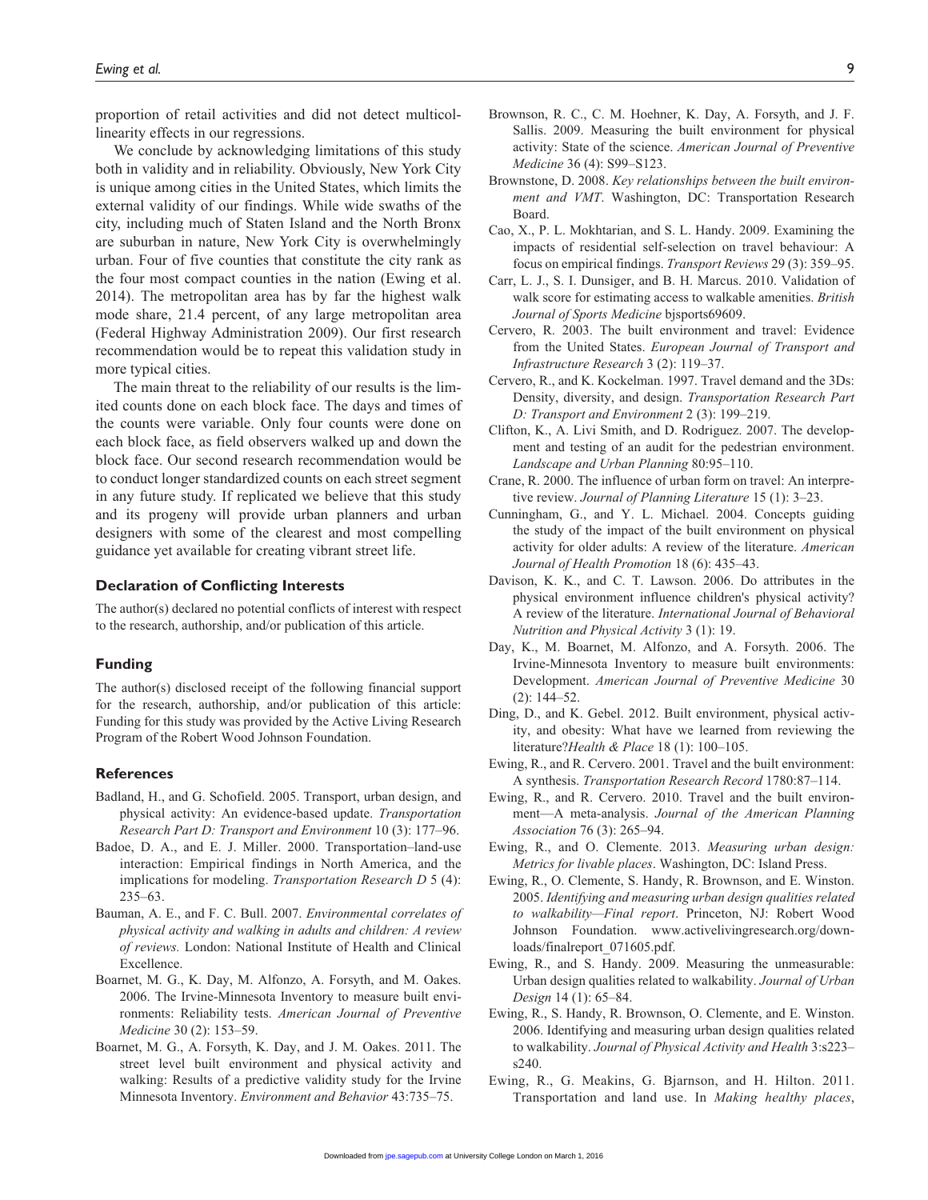proportion of retail activities and did not detect multicollinearity effects in our regressions.

We conclude by acknowledging limitations of this study both in validity and in reliability. Obviously, New York City is unique among cities in the United States, which limits the external validity of our findings. While wide swaths of the city, including much of Staten Island and the North Bronx are suburban in nature, New York City is overwhelmingly urban. Four of five counties that constitute the city rank as the four most compact counties in the nation (Ewing et al. 2014). The metropolitan area has by far the highest walk mode share, 21.4 percent, of any large metropolitan area (Federal Highway Administration 2009). Our first research recommendation would be to repeat this validation study in more typical cities.

The main threat to the reliability of our results is the limited counts done on each block face. The days and times of the counts were variable. Only four counts were done on each block face, as field observers walked up and down the block face. Our second research recommendation would be to conduct longer standardized counts on each street segment in any future study. If replicated we believe that this study and its progeny will provide urban planners and urban designers with some of the clearest and most compelling guidance yet available for creating vibrant street life.

## Declaration of Conflicting Interests

The author(s) declared no potential conflicts of interest with respect to the research, authorship, and/or publication of this article.

## Funding

The author(s) disclosed receipt of the following financial support for the research, authorship, and/or publication of this article: Funding for this study was provided by the Active Living Research Program of the Robert Wood Johnson Foundation.

## References

Badland, H., and G. Schofield. 2005. Transport, urban design, and physical activity: An evidence-based update. *Transportation Research Part D: Transport and Environment* 10 (3): 177–96.

Badoe, D. A., and E. J. Miller. 2000. Transportation–land-use interaction: Empirical findings in North America, and the implications for modeling. *Transportation Research D* 5 (4): 235–63.

Bauman, A. E., and F. C. Bull. 2007. *Environmental correlates of physical activity and walking in adults and children: A review of reviews.* London: National Institute of Health and Clinical Excellence.

Boarnet, M. G., K. Day, M. Alfonzo, A. Forsyth, and M. Oakes. 2006. The Irvine-Minnesota Inventory to measure built environments: Reliability tests. *American Journal of Preventive Medicine* 30 (2): 153–59.

Boarnet, M. G., A. Forsyth, K. Day, and J. M. Oakes. 2011. The street level built environment and physical activity and walking: Results of a predictive validity study for the Irvine Minnesota Inventory. *Environment and Behavior* 43:735–75.

Brownson, R. C., C. M. Hoehner, K. Day, A. Forsyth, and J. F. Sallis. 2009. Measuring the built environment for physical activity: State of the science. *American Journal of Preventive Medicine* 36 (4): S99–S123.

Brownstone, D. 2008. *Key relationships between the built environment and VMT*. Washington, DC: Transportation Research Board.

Cao, X., P. L. Mokhtarian, and S. L. Handy. 2009. Examining the impacts of residential self-selection on travel behaviour: A focus on empirical findings. *Transport Reviews* 29 (3): 359–95.

Carr, L. J., S. I. Dunsiger, and B. H. Marcus. 2010. Validation of walk score for estimating access to walkable amenities. *British Journal of Sports Medicine* bjsports69609.

Cervero, R. 2003. The built environment and travel: Evidence from the United States. *European Journal of Transport and Infrastructure Research* 3 (2): 119–37.

Cervero, R., and K. Kockelman. 1997. Travel demand and the 3Ds: Density, diversity, and design. *Transportation Research Part D: Transport and Environment* 2 (3): 199–219.

Clifton, K., A. Livi Smith, and D. Rodriguez. 2007. The development and testing of an audit for the pedestrian environment. *Landscape and Urban Planning* 80:95–110.

Crane, R. 2000. The influence of urban form on travel: An interpretive review. *Journal of Planning Literature* 15 (1): 3–23.

Cunningham, G., and Y. L. Michael. 2004. Concepts guiding the study of the impact of the built environment on physical activity for older adults: A review of the literature. *American Journal of Health Promotion* 18 (6): 435–43.

Davison, K. K., and C. T. Lawson. 2006. Do attributes in the physical environment influence children's physical activity? A review of the literature. *International Journal of Behavioral Nutrition and Physical Activity* 3 (1): 19.

Day, K., M. Boarnet, M. Alfonzo, and A. Forsyth. 2006. The Irvine-Minnesota Inventory to measure built environments: Development. *American Journal of Preventive Medicine* 30 (2): 144–52.

Ding, D., and K. Gebel. 2012. Built environment, physical activity, and obesity: What have we learned from reviewing the literature?*Health & Place* 18 (1): 100–105.

Ewing, R., and R. Cervero. 2001. Travel and the built environment: A synthesis. *Transportation Research Record* 1780:87–114.

Ewing, R., and R. Cervero. 2010. Travel and the built environment—A meta-analysis. *Journal of the American Planning Association* 76 (3): 265–94.

Ewing, R., and O. Clemente. 2013. *Measuring urban design: Metrics for livable places*. Washington, DC: Island Press.

Ewing, R., O. Clemente, S. Handy, R. Brownson, and E. Winston. 2005. *Identifying and measuring urban design qualities related to walkability—Final report*. Princeton, NJ: Robert Wood Johnson Foundation. www.activelivingresearch.org/downloads/finalreport_071605.pdf.

Ewing, R., and S. Handy. 2009. Measuring the unmeasurable: Urban design qualities related to walkability. *Journal of Urban Design* 14 (1): 65–84.

Ewing, R., S. Handy, R. Brownson, O. Clemente, and E. Winston. 2006. Identifying and measuring urban design qualities related to walkability. *Journal of Physical Activity and Health* 3:s223–s240.

Ewing, R., G. Meakins, G. Bjarnson, and H. Hilton. 2011. Transportation and land use. In *Making healthy places*,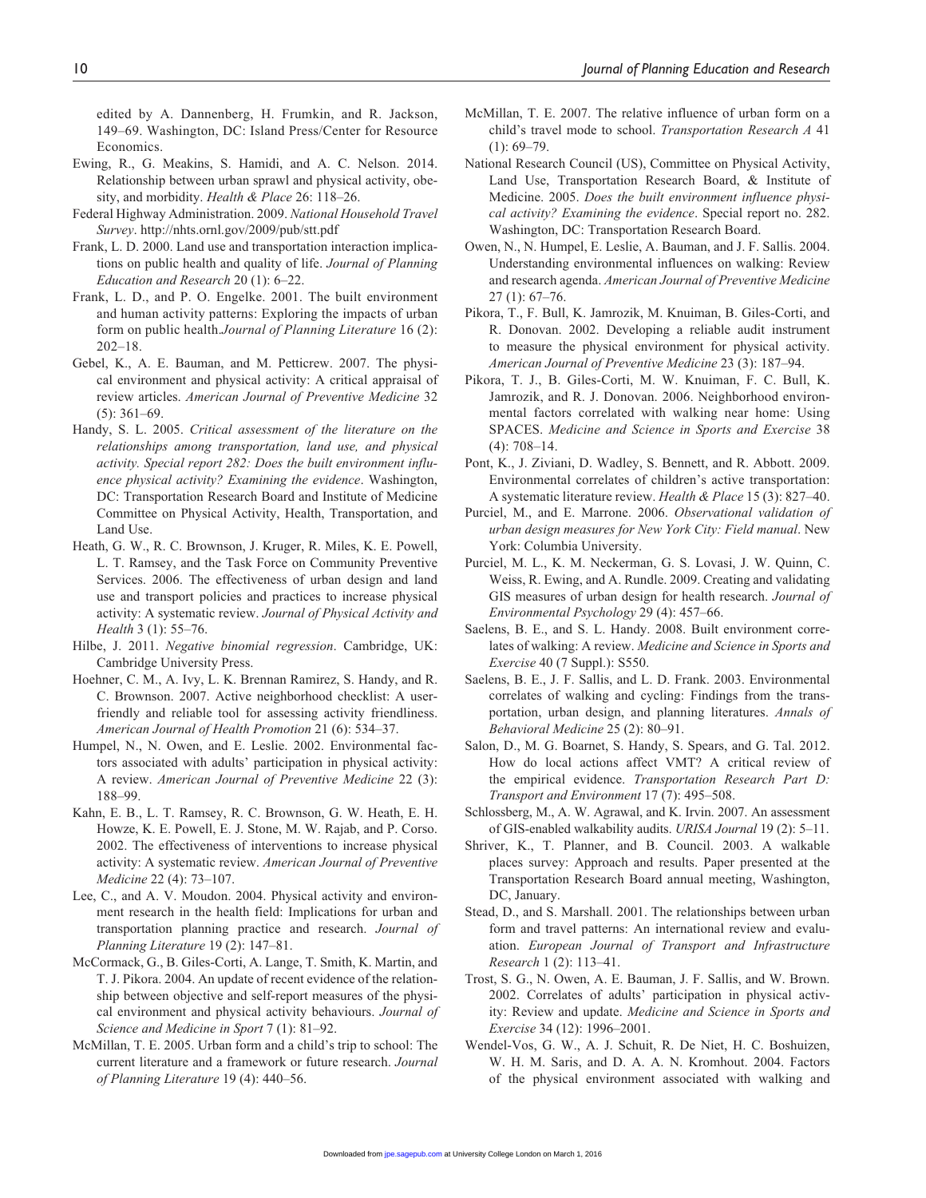edited by A. Dannenberg, H. Frumkin, and R. Jackson, 149–69. Washington, DC: Island Press/Center for Resource Economics.

Ewing, R., G. Meakins, S. Hamidi, and A. C. Nelson. 2014. Relationship between urban sprawl and physical activity, obesity, and morbidity. *Health & Place* 26: 118–26.

Federal Highway Administration. 2009. *National Household Travel Survey*. http://nhts.ornl.gov/2009/pub/stt.pdf

Frank, L. D. 2000. Land use and transportation interaction implications on public health and quality of life. *Journal of Planning Education and Research* 20 (1): 6–22.

Frank, L. D., and P. O. Engelke. 2001. The built environment and human activity patterns: Exploring the impacts of urban form on public health.*Journal of Planning Literature* 16 (2): 202–18.

Gebel, K., A. E. Bauman, and M. Petticrew. 2007. The physical environment and physical activity: A critical appraisal of review articles. *American Journal of Preventive Medicine* 32 (5): 361–69.

Handy, S. L. 2005. *Critical assessment of the literature on the relationships among transportation, land use, and physical activity. Special report 282: Does the built environment influence physical activity? Examining the evidence*. Washington, DC: Transportation Research Board and Institute of Medicine Committee on Physical Activity, Health, Transportation, and Land Use.

Heath, G. W., R. C. Brownson, J. Kruger, R. Miles, K. E. Powell, L. T. Ramsey, and the Task Force on Community Preventive Services. 2006. The effectiveness of urban design and land use and transport policies and practices to increase physical activity: A systematic review. *Journal of Physical Activity and Health* 3 (1): 55–76.

Hilbe, J. 2011. *Negative binomial regression*. Cambridge, UK: Cambridge University Press.

Hoehner, C. M., A. Ivy, L. K. Brennan Ramirez, S. Handy, and R. C. Brownson. 2007. Active neighborhood checklist: A user-friendly and reliable tool for assessing activity friendliness. *American Journal of Health Promotion* 21 (6): 534–37.

Humpel, N., N. Owen, and E. Leslie. 2002. Environmental factors associated with adults' participation in physical activity: A review. *American Journal of Preventive Medicine* 22 (3): 188–99.

Kahn, E. B., L. T. Ramsey, R. C. Brownson, G. W. Heath, E. H. Howze, K. E. Powell, E. J. Stone, M. W. Rajab, and P. Corso. 2002. The effectiveness of interventions to increase physical activity: A systematic review. *American Journal of Preventive Medicine* 22 (4): 73–107.

Lee, C., and A. V. Moudon. 2004. Physical activity and environment research in the health field: Implications for urban and transportation planning practice and research. *Journal of Planning Literature* 19 (2): 147–81.

McCormack, G., B. Giles-Corti, A. Lange, T. Smith, K. Martin, and T. J. Pikora. 2004. An update of recent evidence of the relationship between objective and self-report measures of the physical environment and physical activity behaviours. *Journal of Science and Medicine in Sport* 7 (1): 81–92.

McMillan, T. E. 2005. Urban form and a child's trip to school: The current literature and a framework or future research. *Journal of Planning Literature* 19 (4): 440–56.

McMillan, T. E. 2007. The relative influence of urban form on a child's travel mode to school. *Transportation Research A* 41 (1): 69–79.

National Research Council (US), Committee on Physical Activity, Land Use, Transportation Research Board, & Institute of Medicine. 2005. *Does the built environment influence physical activity? Examining the evidence*. Special report no. 282. Washington, DC: Transportation Research Board.

Owen, N., N. Humpel, E. Leslie, A. Bauman, and J. F. Sallis. 2004. Understanding environmental influences on walking: Review and research agenda. *American Journal of Preventive Medicine* 27 (1): 67–76.

Pikora, T., F. Bull, K. Jamrozik, M. Knuiman, B. Giles-Corti, and R. Donovan. 2002. Developing a reliable audit instrument to measure the physical environment for physical activity. *American Journal of Preventive Medicine* 23 (3): 187–94.

Pikora, T. J., B. Giles-Corti, M. W. Knuiman, F. C. Bull, K. Jamrozik, and R. J. Donovan. 2006. Neighborhood environmental factors correlated with walking near home: Using SPACES. *Medicine and Science in Sports and Exercise* 38 (4): 708–14.

Pont, K., J. Ziviani, D. Wadley, S. Bennett, and R. Abbott. 2009. Environmental correlates of children's active transportation: A systematic literature review. *Health & Place* 15 (3): 827–40.

Purciel, M., and E. Marrone. 2006. *Observational validation of urban design measures for New York City: Field manual*. New York: Columbia University.

Purciel, M. L., K. M. Neckerman, G. S. Lovasi, J. W. Quinn, C. Weiss, R. Ewing, and A. Rundle. 2009. Creating and validating GIS measures of urban design for health research. *Journal of Environmental Psychology* 29 (4): 457–66.

Saelens, B. E., and S. L. Handy. 2008. Built environment correlates of walking: A review. *Medicine and Science in Sports and Exercise* 40 (7 Suppl.): S550.

Saelens, B. E., J. F. Sallis, and L. D. Frank. 2003. Environmental correlates of walking and cycling: Findings from the transportation, urban design, and planning literatures. *Annals of Behavioral Medicine* 25 (2): 80–91.

Salon, D., M. G. Boarnet, S. Handy, S. Spears, and G. Tal. 2012. How do local actions affect VMT? A critical review of the empirical evidence. *Transportation Research Part D: Transport and Environment* 17 (7): 495–508.

Schlossberg, M., A. W. Agrawal, and K. Irvin. 2007. An assessment of GIS-enabled walkability audits. *URISA Journal* 19 (2): 5–11.

Shriver, K., T. Planner, and B. Council. 2003. A walkable places survey: Approach and results. Paper presented at the Transportation Research Board annual meeting, Washington, DC, January.

Stead, D., and S. Marshall. 2001. The relationships between urban form and travel patterns: An international review and evaluation. *European Journal of Transport and Infrastructure Research* 1 (2): 113–41.

Trost, S. G., N. Owen, A. E. Bauman, J. F. Sallis, and W. Brown. 2002. Correlates of adults' participation in physical activity: Review and update. *Medicine and Science in Sports and Exercise* 34 (12): 1996–2001.

Wendel-Vos, G. W., A. J. Schuit, R. De Niet, H. C. Boshuizen, W. H. M. Saris, and D. A. A. N. Kromhout. 2004. Factors of the physical environment associated with walking and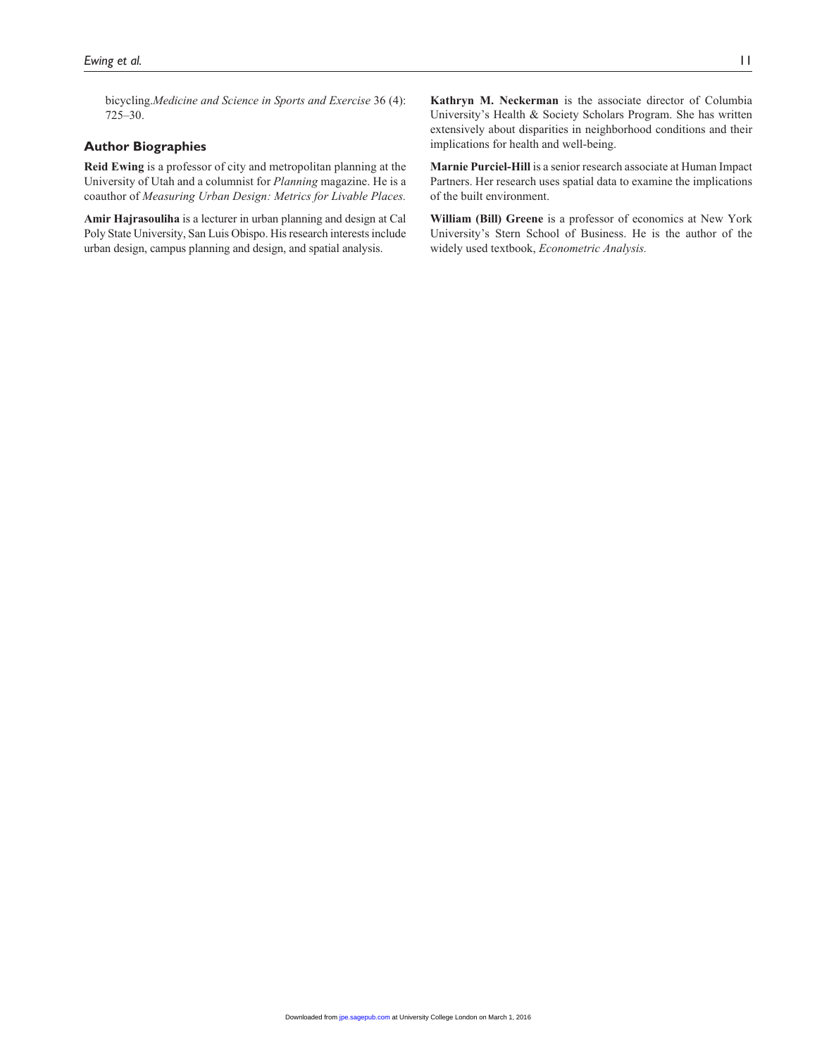bicycling.*Medicine and Science in Sports and Exercise* 36 (4): 725–30.

## Author Biographies

**Reid Ewing** is a professor of city and metropolitan planning at the University of Utah and a columnist for *Planning* magazine. He is a coauthor of *Measuring Urban Design: Metrics for Livable Places.*

**Amir Hajrasouliha** is a lecturer in urban planning and design at Cal Poly State University, San Luis Obispo. His research interests include urban design, campus planning and design, and spatial analysis.

**Kathryn M. Neckerman** is the associate director of Columbia University's Health & Society Scholars Program. She has written extensively about disparities in neighborhood conditions and their implications for health and well-being.

**Marnie Purciel-Hill** is a senior research associate at Human Impact Partners. Her research uses spatial data to examine the implications of the built environment.

**William (Bill) Greene** is a professor of economics at New York University's Stern School of Business. He is the author of the widely used textbook, *Econometric Analysis.*